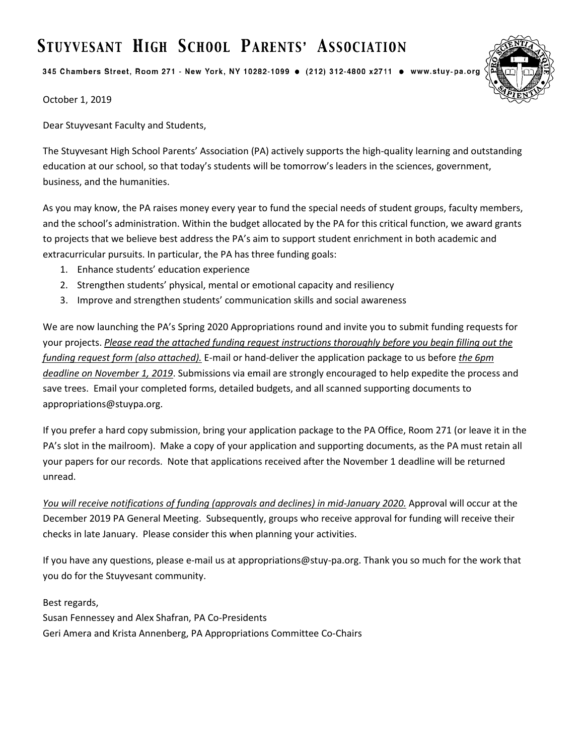# Stuyvesant High School Parents' Association

345 Chambers Street, Room 271 - New York, NY 10282-1099 ● (212) 312-4800 x2711 ● www.stuy-pa.org

October 1, 2019

Dear Stuyvesant Faculty and Students,

The Stuyvesant High School Parents' Association (PA) actively supports the high-quality learning and outstanding education at our school, so that today's students will be tomorrow's leaders in the sciences, government, business, and the humanities.

As you may know, the PA raises money every year to fund the special needs of student groups, faculty members, and the school's administration. Within the budget allocated by the PA for this critical function, we award grants to projects that we believe best address the PA's aim to support student enrichment in both academic and extracurricular pursuits. In particular, the PA has three funding goals:

1. Enhance students' education experience
2. Strengthen students' physical, mental or emotional capacity and resiliency
3. Improve and strengthen students' communication skills and social awareness

We are now launching the PA's Spring 2020 Appropriations round and invite you to submit funding requests for your projects. *Please read the attached funding request instructions thoroughly before you begin filling out the funding request form (also attached).* E-mail or hand-deliver the application package to us before *the 6pm deadline on November 1, 2019*. Submissions via email are strongly encouraged to help expedite the process and save trees. Email your completed forms, detailed budgets, and all scanned supporting documents to appropriations@stuypa.org.

If you prefer a hard copy submission, bring your application package to the PA Office, Room 271 (or leave it in the PA's slot in the mailroom). Make a copy of your application and supporting documents, as the PA must retain all your papers for our records. Note that applications received after the November 1 deadline will be returned unread.

*You will receive notifications of funding (approvals and declines) in mid-January 2020.* Approval will occur at the December 2019 PA General Meeting. Subsequently, groups who receive approval for funding will receive their checks in late January. Please consider this when planning your activities.

If you have any questions, please e-mail us at appropriations@stuy-pa.org. Thank you so much for the work that you do for the Stuyvesant community.

Best regards,
Susan Fennessey and Alex Shafran, PA Co-Presidents
Geri Amera and Krista Annenberg, PA Appropriations Committee Co-Chairs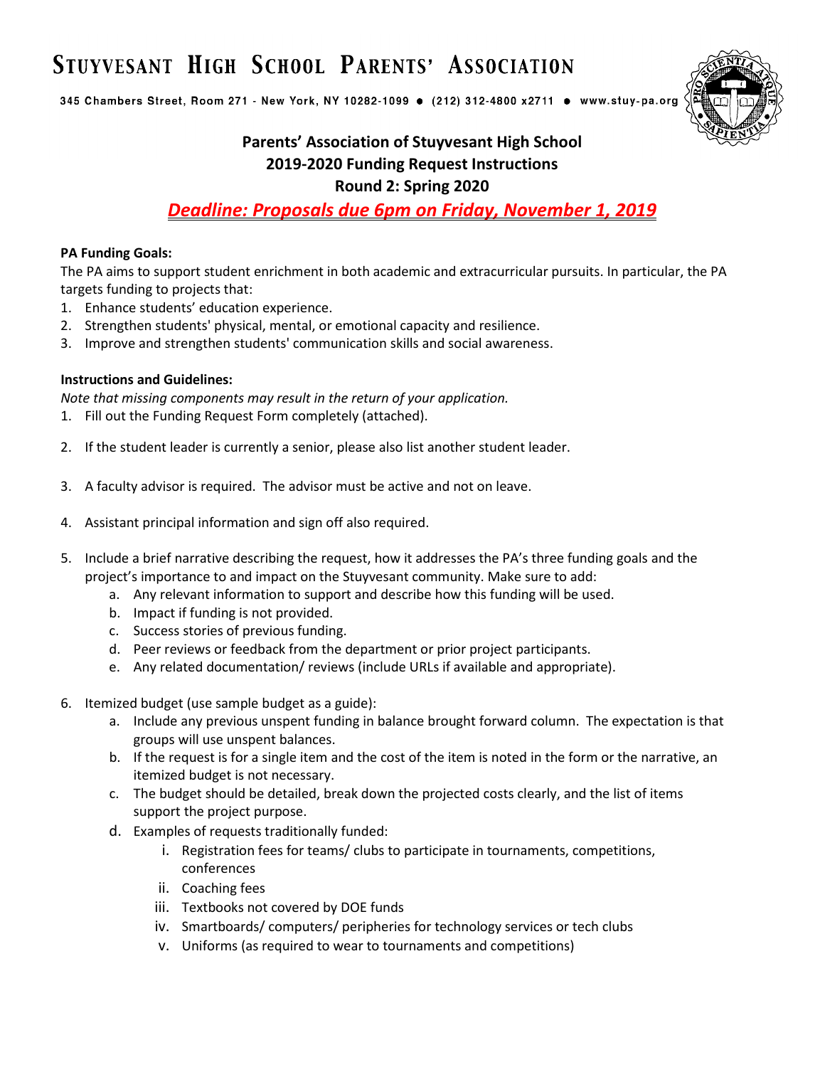# STUYVESANT HIGH SCHOOL PARENTS' ASSOCIATION

345 Chambers Street, Room 271 - New York, NY 10282-1099 ● (212) 312-4800 x2711 ● www.stuy-pa.org

## Parents' Association of Stuyvesant High School
## 2019-2020 Funding Request Instructions
## Round 2: Spring 2020

***Deadline: Proposals due 6pm on Friday, November 1, 2019***

**PA Funding Goals:**

The PA aims to support student enrichment in both academic and extracurricular pursuits. In particular, the PA targets funding to projects that:

1. Enhance students' education experience.
2. Strengthen students' physical, mental, or emotional capacity and resilience.
3. Improve and strengthen students' communication skills and social awareness.

**Instructions and Guidelines:**

*Note that missing components may result in the return of your application.*

1. Fill out the Funding Request Form completely (attached).
2. If the student leader is currently a senior, please also list another student leader.
3. A faculty advisor is required. The advisor must be active and not on leave.
4. Assistant principal information and sign off also required.
5. Include a brief narrative describing the request, how it addresses the PA's three funding goals and the project's importance to and impact on the Stuyvesant community. Make sure to add:
   a. Any relevant information to support and describe how this funding will be used.
   b. Impact if funding is not provided.
   c. Success stories of previous funding.
   d. Peer reviews or feedback from the department or prior project participants.
   e. Any related documentation/ reviews (include URLs if available and appropriate).
6. Itemized budget (use sample budget as a guide):
   a. Include any previous unspent funding in balance brought forward column. The expectation is that groups will use unspent balances.
   b. If the request is for a single item and the cost of the item is noted in the form or the narrative, an itemized budget is not necessary.
   c. The budget should be detailed, break down the projected costs clearly, and the list of items support the project purpose.
   d. Examples of requests traditionally funded:
      i. Registration fees for teams/ clubs to participate in tournaments, competitions, conferences
      ii. Coaching fees
      iii. Textbooks not covered by DOE funds
      iv. Smartboards/ computers/ peripheries for technology services or tech clubs
      v. Uniforms (as required to wear to tournaments and competitions)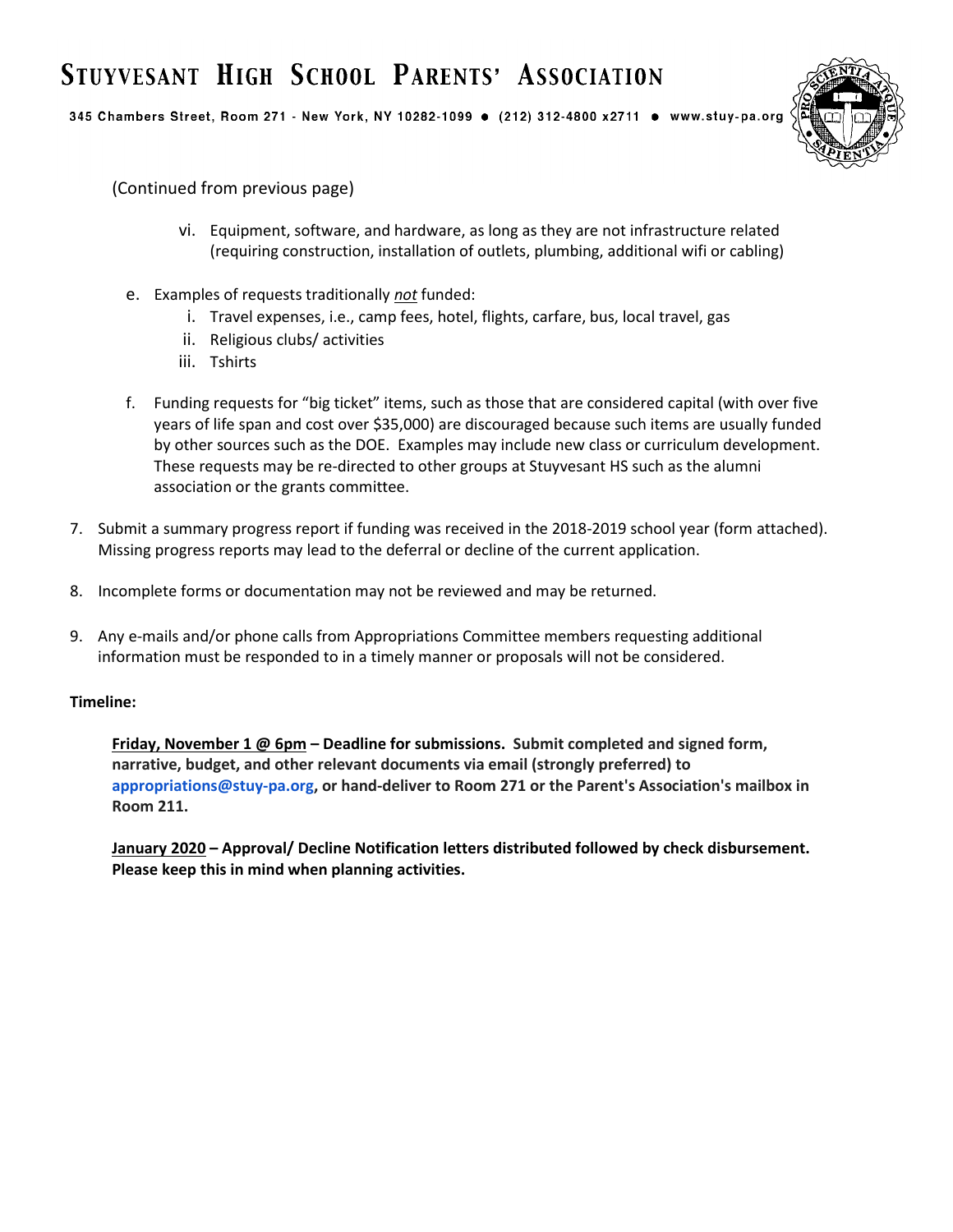(Continued from previous page)

vi. Equipment, software, and hardware, as long as they are not infrastructure related (requiring construction, installation of outlets, plumbing, additional wifi or cabling)

e. Examples of requests traditionally *not* funded:
   i. Travel expenses, i.e., camp fees, hotel, flights, carfare, bus, local travel, gas
   ii. Religious clubs/ activities
   iii. Tshirts

f. Funding requests for "big ticket" items, such as those that are considered capital (with over five years of life span and cost over $35,000) are discouraged because such items are usually funded by other sources such as the DOE. Examples may include new class or curriculum development. These requests may be re-directed to other groups at Stuyvesant HS such as the alumni association or the grants committee.

7. Submit a summary progress report if funding was received in the 2018-2019 school year (form attached). Missing progress reports may lead to the deferral or decline of the current application.

8. Incomplete forms or documentation may not be reviewed and may be returned.

9. Any e-mails and/or phone calls from Appropriations Committee members requesting additional information must be responded to in a timely manner or proposals will not be considered.

**Timeline:**

**Friday, November 1 @ 6pm – Deadline for submissions. Submit completed and signed form, narrative, budget, and other relevant documents via email (strongly preferred) to appropriations@stuy-pa.org, or hand-deliver to Room 271 or the Parent's Association's mailbox in Room 211.**

**January 2020 – Approval/ Decline Notification letters distributed followed by check disbursement. Please keep this in mind when planning activities.**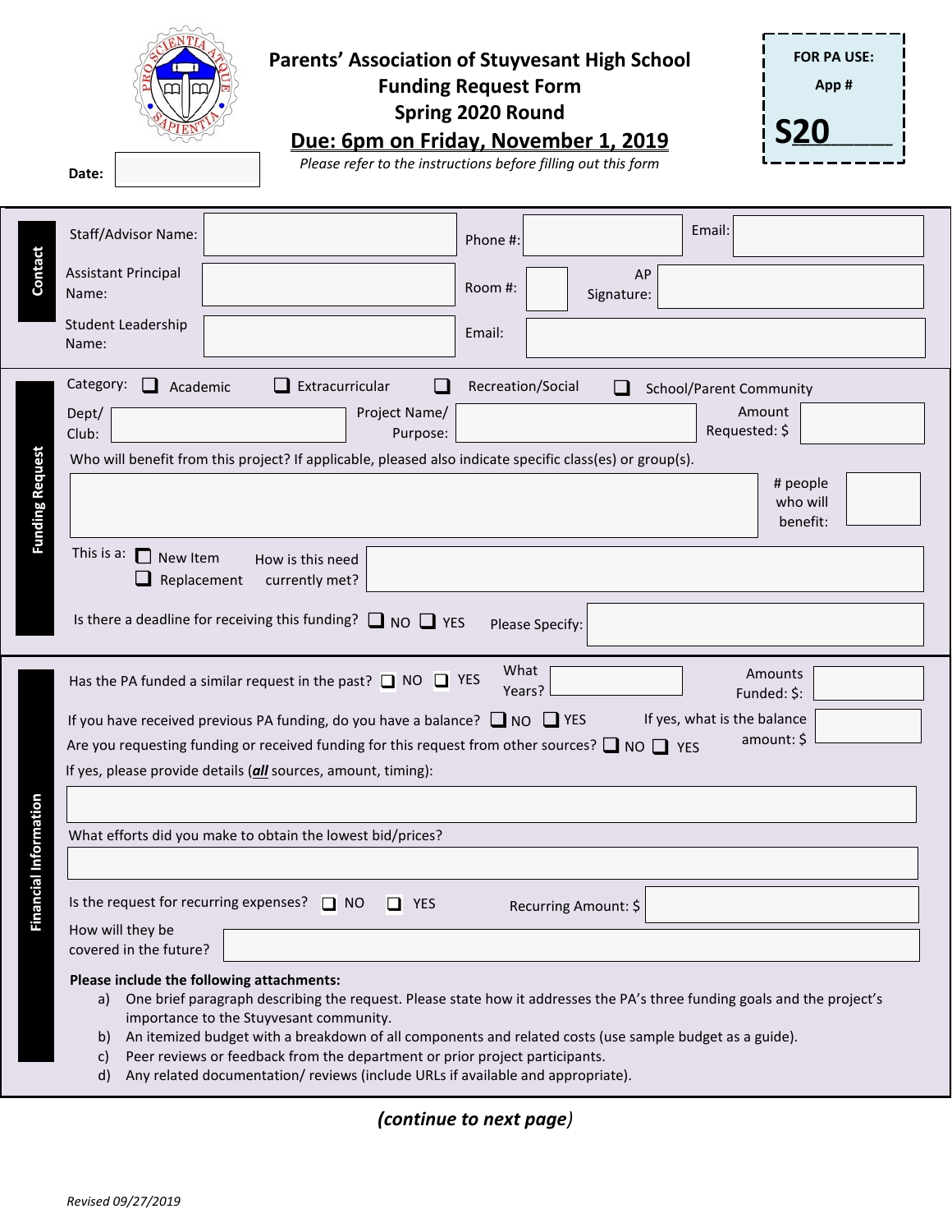# Parents' Association of Stuyvesant High School

## Funding Request Form

## Spring 2020 Round

**Due: 6pm on Friday, November 1, 2019**

*Please refer to the instructions before filling out this form*

**FOR PA USE:**

**App #**

**S20\_\_\_\_\_\_**

**Date:**

### Contact

Staff/Advisor Name: Phone #: Email:

Assistant Principal Name: Room #: AP Signature:

Student Leadership Name: Email:

### Funding Request

Category: ❑ Academic ❑ Extracurricular ❑ Recreation/Social ❑ School/Parent Community

Dept/ Club: Project Name/ Purpose: Amount Requested: $

Who will benefit from this project? If applicable, pleased also indicate specific class(es) or group(s).

\# people who will benefit:

This is a: ❑ New Item ❑ Replacement How is this need currently met?

Is there a deadline for receiving this funding? ❑ NO ❑ YES Please Specify:

### Financial Information

Has the PA funded a similar request in the past? ❑ NO ❑ YES What Years? Amounts Funded: $:

If you have received previous PA funding, do you have a balance? ❑ NO ❑ YES If yes, what is the balance amount: $

Are you requesting funding or received funding for this request from other sources? ❑ NO ❑ YES

If yes, please provide details (***all*** sources, amount, timing):

What efforts did you make to obtain the lowest bid/prices?

Is the request for recurring expenses? ❑ NO ❑ YES Recurring Amount: $

How will they be covered in the future?

**Please include the following attachments:**

a) One brief paragraph describing the request. Please state how it addresses the PA's three funding goals and the project's importance to the Stuyvesant community.
b) An itemized budget with a breakdown of all components and related costs (use sample budget as a guide).
c) Peer reviews or feedback from the department or prior project participants.
d) Any related documentation/ reviews (include URLs if available and appropriate).

***(continue to next page)***

*Revised 09/27/2019*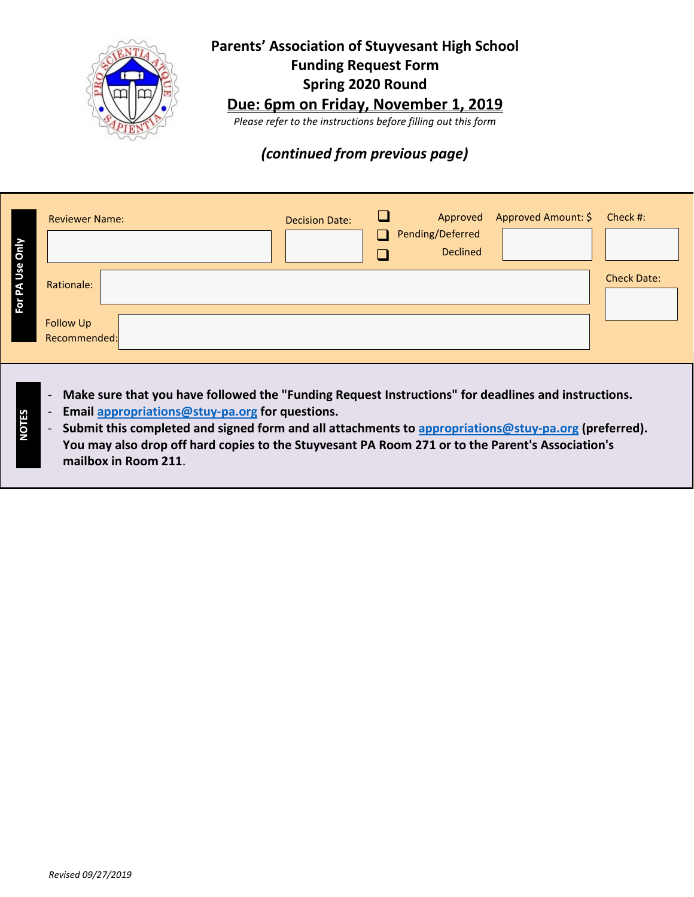# Parents' Association of Stuyvesant High School

## Funding Request Form

## Spring 2020 Round

**Due: 6pm on Friday, November 1, 2019**

*Please refer to the instructions before filling out this form*

***(continued from previous page)***

**For PA Use Only**

| Reviewer Name: | Decision Date: | Status | Approved Amount: $ | Check #: |
|---|---|---|---|---|
| | | ❑ Approved<br>❑ Pending/Deferred<br>❑ Declined | | |

Rationale:

Follow Up Recommended:

Check Date:

**NOTES**

- **Make sure that you have followed the "Funding Request Instructions" for deadlines and instructions.**
- **Email appropriations@stuy-pa.org for questions.**
- **Submit this completed and signed form and all attachments to appropriations@stuy-pa.org (preferred). You may also drop off hard copies to the Stuyvesant PA Room 271 or to the Parent's Association's mailbox in Room 211**.

*Revised 09/27/2019*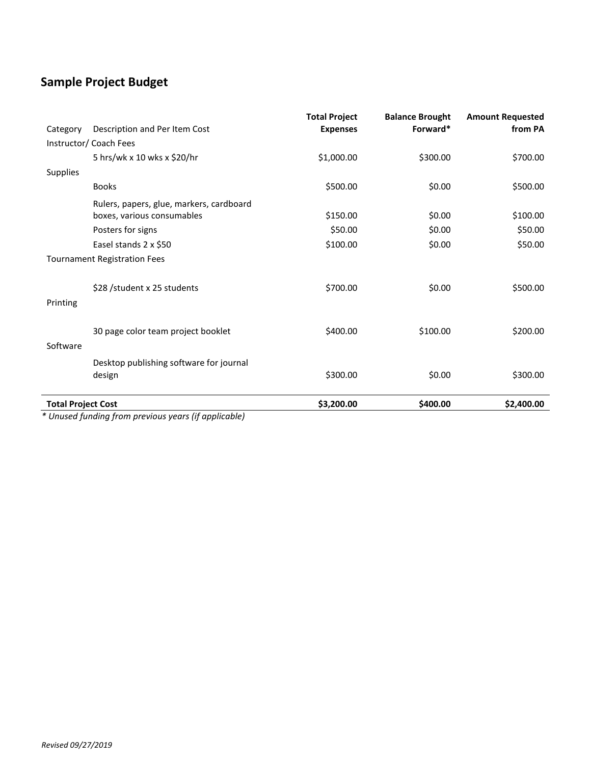## Sample Project Budget

| Category | Description and Per Item Cost | Total Project Expenses | Balance Brought Forward* | Amount Requested from PA |
|---|---|---|---|---|
| Instructor/ Coach Fees | | | | |
| | 5 hrs/wk x 10 wks x $20/hr | $1,000.00 | $300.00 | $700.00 |
| Supplies | | | | |
| | Books | $500.00 | $0.00 | $500.00 |
| | Rulers, papers, glue, markers, cardboard boxes, various consumables | $150.00 | $0.00 | $100.00 |
| | Posters for signs | $50.00 | $0.00 | $50.00 |
| | Easel stands 2 x $50 | $100.00 | $0.00 | $50.00 |
| Tournament Registration Fees | | | | |
| | $28 /student x 25 students | $700.00 | $0.00 | $500.00 |
| Printing | | | | |
| | 30 page color team project booklet | $400.00 | $100.00 | $200.00 |
| Software | | | | |
| | Desktop publishing software for journal design | $300.00 | $0.00 | $300.00 |
| **Total Project Cost** | | **$3,200.00** | **$400.00** | **$2,400.00** |

*\* Unused funding from previous years (if applicable)*

*Revised 09/27/2019*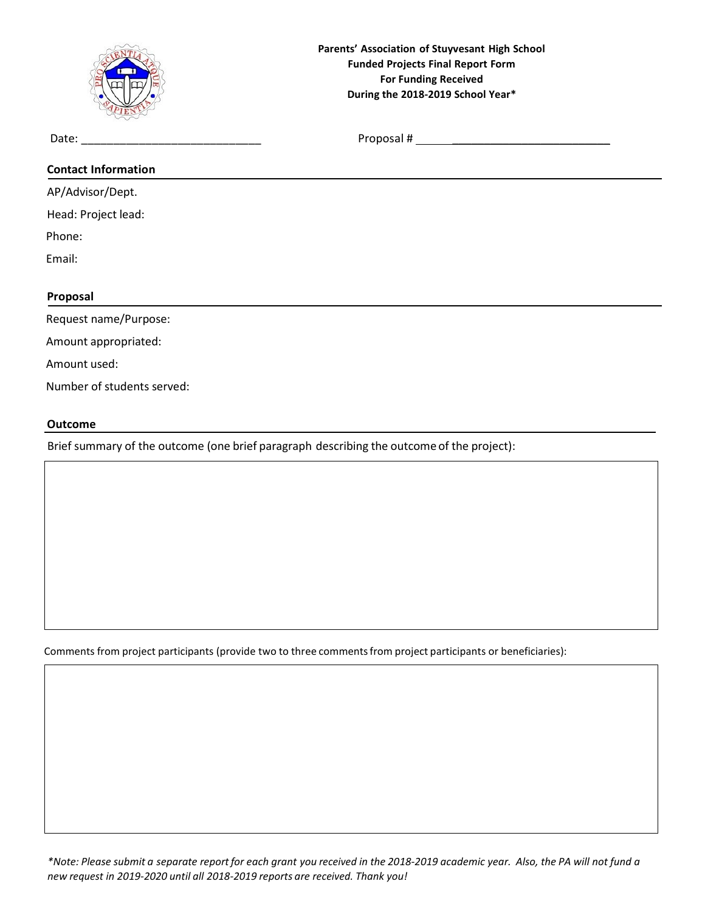**Parents' Association of Stuyvesant High School**
**Funded Projects Final Report Form**
**For Funding Received**
**During the 2018-2019 School Year***

Date: ____________________________ Proposal # ____________________________

## Contact Information

AP/Advisor/Dept.

Head: Project lead:

Phone:

Email:

## Proposal

Request name/Purpose:

Amount appropriated:

Amount used:

Number of students served:

## Outcome

Brief summary of the outcome (one brief paragraph describing the outcome of the project):

| |
|---|
| |

Comments from project participants (provide two to three comments from project participants or beneficiaries):

| |
|---|
| |

*\*Note: Please submit a separate report for each grant you received in the 2018-2019 academic year. Also, the PA will not fund a new request in 2019-2020 until all 2018-2019 reports are received. Thank you!*